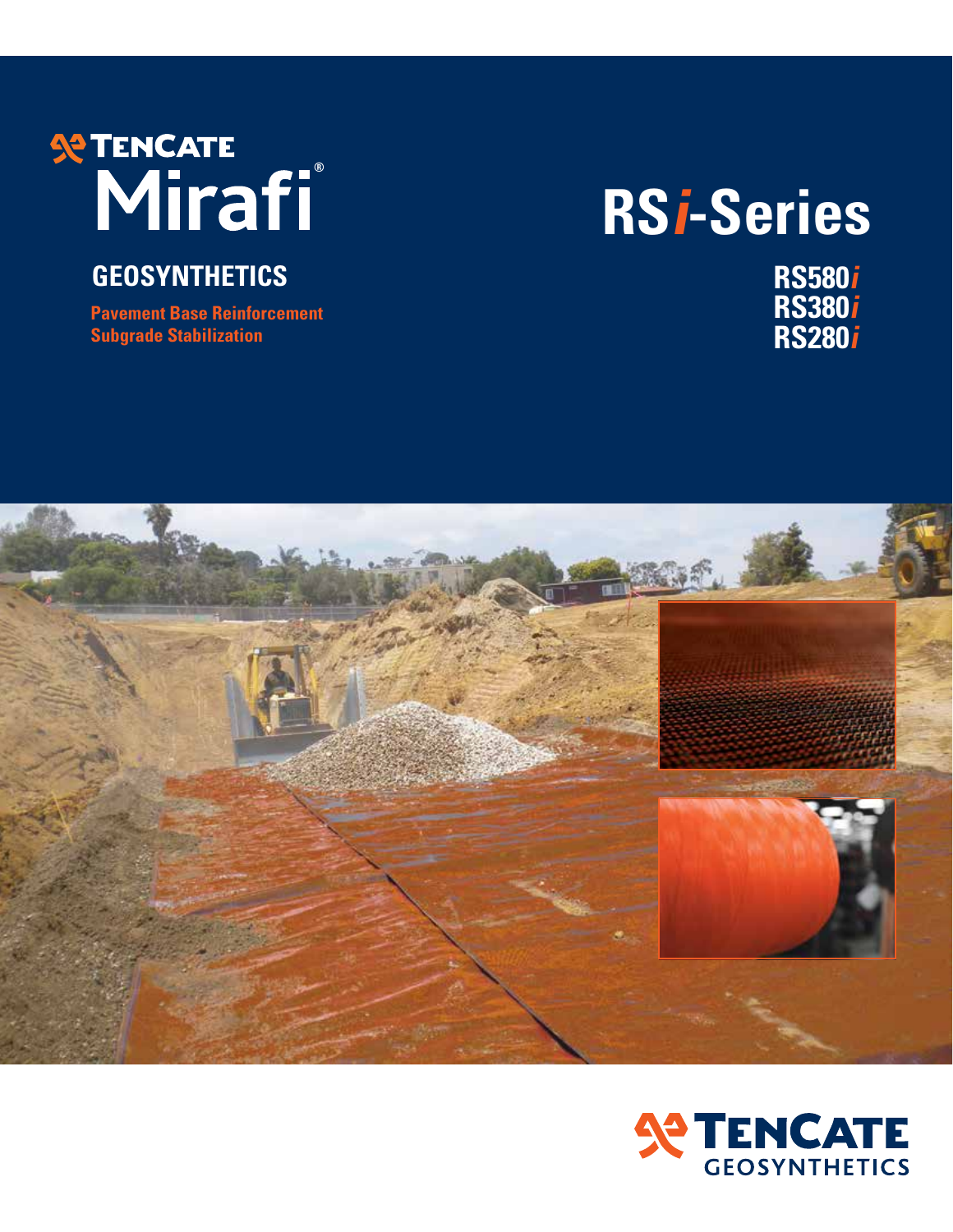TENCATE

# Mirafi®

## GEOSYNTHETICS

**Pavement Base Reinforcement**
**Subgrade Stabilization**

# RS*i*-Series

**RS580*i***
**RS380*i***
**RS280*i***

TENCATE
GEOSYNTHETICS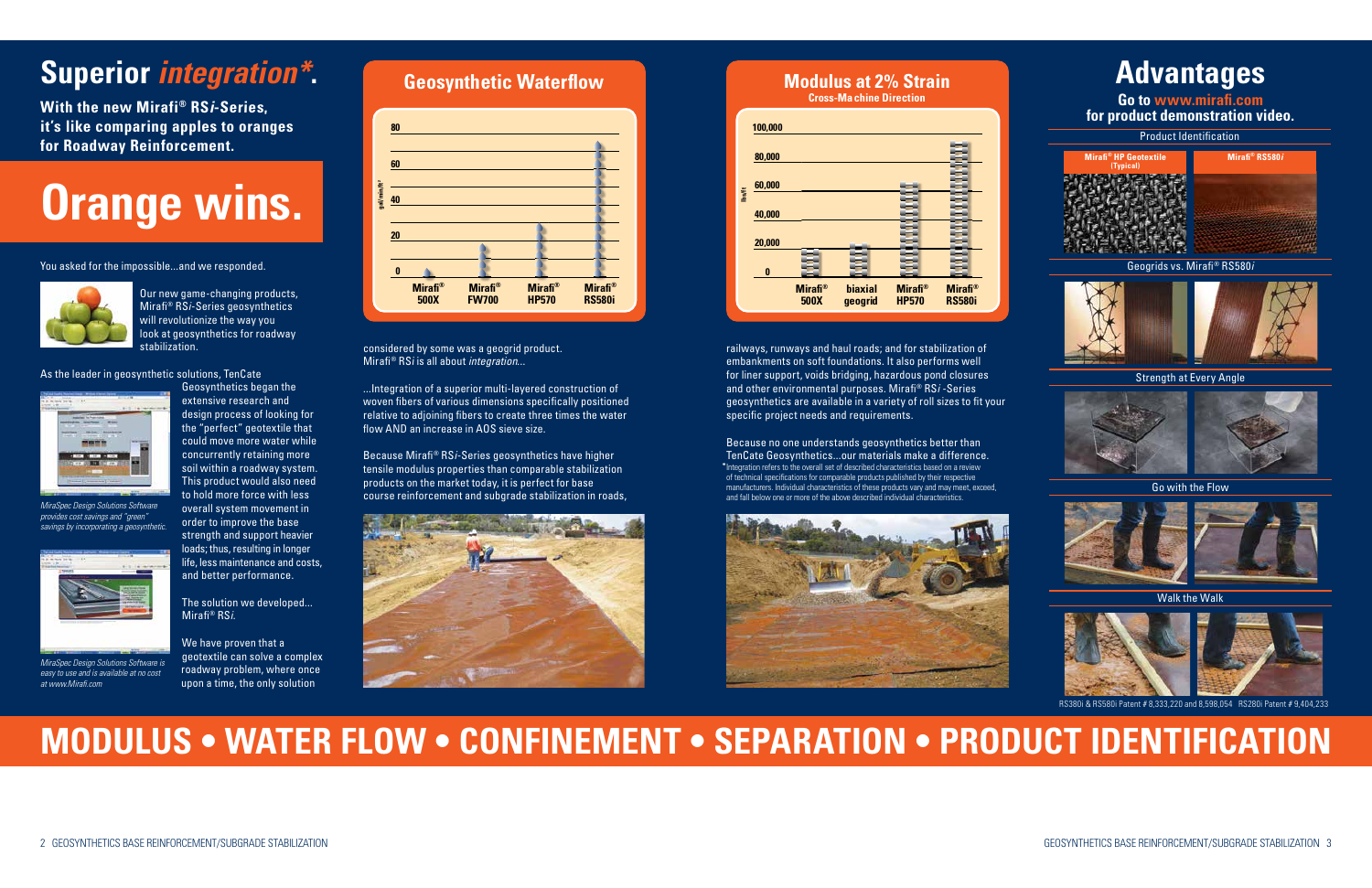# Superior *integration**.

**With the new Mirafi® RS*i*-Series, it's like comparing apples to oranges for Roadway Reinforcement.**

# Orange wins.

You asked for the impossible...and we responded.

Our new game-changing products, Mirafi® RS*i*-Series geosynthetics will revolutionize the way you look at geosynthetics for roadway stabilization.

As the leader in geosynthetic solutions, TenCate Geosynthetics began the extensive research and design process of looking for the "perfect" geotextile that could move more water while concurrently retaining more soil within a roadway system. This product would also need to hold more force with less overall system movement in order to improve the base strength and support heavier loads; thus, resulting in longer life, less maintenance and costs, and better performance.

*MiraSpec Design Solutions Software provides cost savings and "green" savings by incorporating a geosynthetic.*

The solution we developed... Mirafi® RS*i*.

We have proven that a geotextile can solve a complex roadway problem, where once upon a time, the only solution

*MiraSpec Design Solutions Software is easy to use and is available at no cost at www.Mirafi.com*

## Geosynthetic Waterflow

gal/min/ft²: 0, 20, 40, 60, 80

Mirafi® 500X | Mirafi® FW700 | Mirafi® HP570 | Mirafi® RS580i

considered by some was a geogrid product. Mirafi® RS*i* is all about *integration*...

...Integration of a superior multi-layered construction of woven fibers of various dimensions specifically positioned relative to adjoining fibers to create three times the water flow AND an increase in AOS sieve size.

Because Mirafi® RS*i*-Series geosynthetics have higher tensile modulus properties than comparable stabilization products on the market today, it is perfect for base course reinforcement and subgrade stabilization in roads,

## Modulus at 2% Strain

**Cross-Machine Direction**

lbs/ft: 0, 20,000, 40,000, 60,000, 80,000, 100,000

Mirafi® 500X | biaxial geogrid | Mirafi® HP570 | Mirafi® RS580i

railways, runways and haul roads; and for stabilization of embankments on soft foundations. It also performs well for liner support, voids bridging, hazardous pond closures and other environmental purposes. Mirafi® RS*i*-Series geosynthetics are available in a variety of roll sizes to fit your specific project needs and requirements.

Because no one understands geosynthetics better than TenCate Geosynthetics...our materials make a difference.

*Integration refers to the overall set of described characteristics based on a review of technical specifications for comparable products published by their respective manufacturers. Individual characteristics of these products vary and may meet, exceed, and fall below one or more of the above described individual characteristics.

# Advantages

**Go to www.mirafi.com for product demonstration video.**

Product Identification

Mirafi® HP Geotextile (Typical) | Mirafi® RS580*i*

Geogrids vs. Mirafi® RS580*i*

Strength at Every Angle

Go with the Flow

Walk the Walk

RS380i & RS580i Patent # 8,333,220 and 8,598,054 RS280i Patent # 9,404,233

# MODULUS • WATER FLOW • CONFINEMENT • SEPARATION • PRODUCT IDENTIFICATION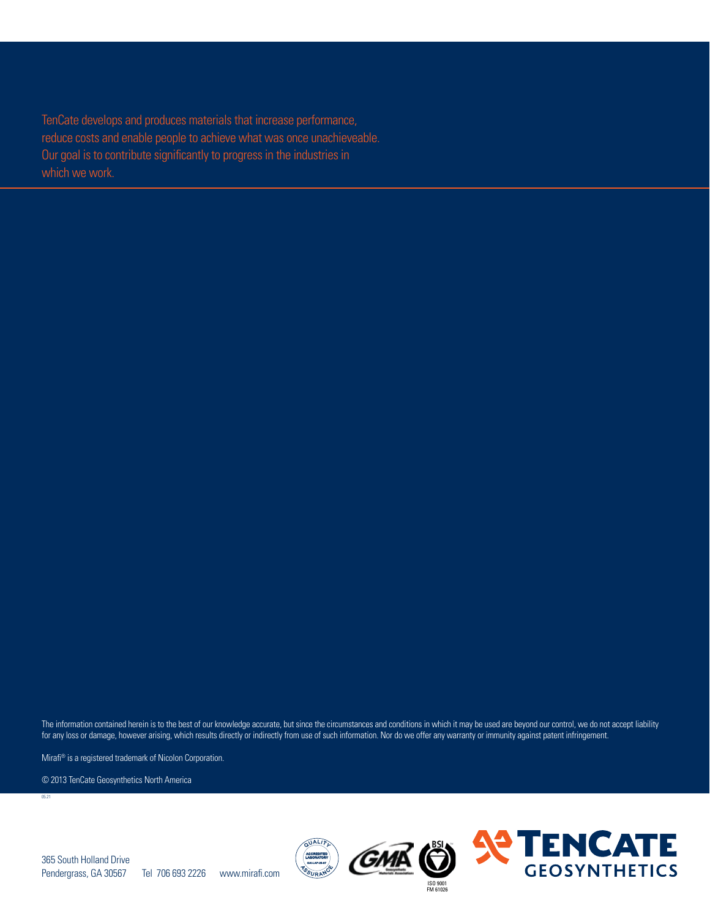TenCate develops and produces materials that increase performance, reduce costs and enable people to achieve what was once unachieveable. Our goal is to contribute significantly to progress in the industries in which we work.

The information contained herein is to the best of our knowledge accurate, but since the circumstances and conditions in which it may be used are beyond our control, we do not accept liability for any loss or damage, however arising, which results directly or indirectly from use of such information. Nor do we offer any warranty or immunity against patent infringement.

Mirafi® is a registered trademark of Nicolon Corporation.

© 2013 TenCate Geosynthetics North America

05.21

365 South Holland Drive
Pendergrass, GA 30567 Tel 706 693 2226 www.mirafi.com

ISO 9001
FM 61026

TENCATE GEOSYNTHETICS